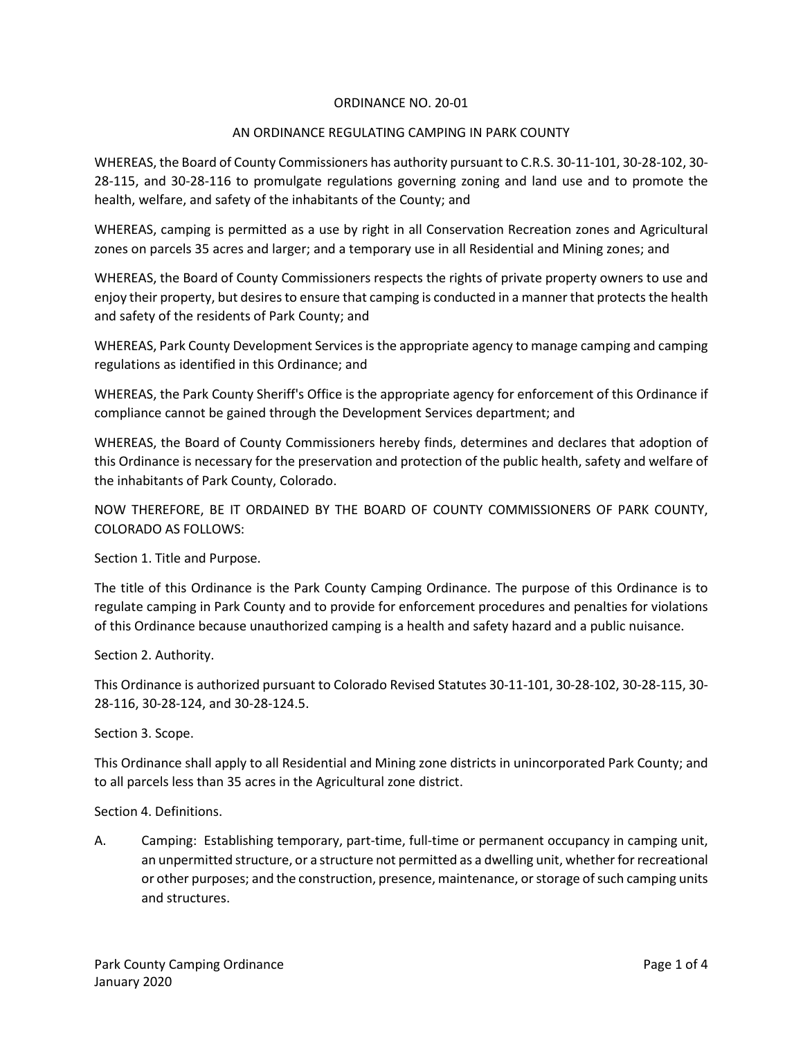# ORDINANCE NO. 20-01

## AN ORDINANCE REGULATING CAMPING IN PARK COUNTY

WHEREAS, the Board of County Commissioners has authority pursuant to C.R.S. 30-11-101, 30-28-102, 30-28-115, and 30-28-116 to promulgate regulations governing zoning and land use and to promote the health, welfare, and safety of the inhabitants of the County; and

WHEREAS, camping is permitted as a use by right in all Conservation Recreation zones and Agricultural zones on parcels 35 acres and larger; and a temporary use in all Residential and Mining zones; and

WHEREAS, the Board of County Commissioners respects the rights of private property owners to use and enjoy their property, but desires to ensure that camping is conducted in a manner that protects the health and safety of the residents of Park County; and

WHEREAS, Park County Development Services is the appropriate agency to manage camping and camping regulations as identified in this Ordinance; and

WHEREAS, the Park County Sheriff's Office is the appropriate agency for enforcement of this Ordinance if compliance cannot be gained through the Development Services department; and

WHEREAS, the Board of County Commissioners hereby finds, determines and declares that adoption of this Ordinance is necessary for the preservation and protection of the public health, safety and welfare of the inhabitants of Park County, Colorado.

NOW THEREFORE, BE IT ORDAINED BY THE BOARD OF COUNTY COMMISSIONERS OF PARK COUNTY, COLORADO AS FOLLOWS:

Section 1. Title and Purpose.

The title of this Ordinance is the Park County Camping Ordinance. The purpose of this Ordinance is to regulate camping in Park County and to provide for enforcement procedures and penalties for violations of this Ordinance because unauthorized camping is a health and safety hazard and a public nuisance.

Section 2. Authority.

This Ordinance is authorized pursuant to Colorado Revised Statutes 30-11-101, 30-28-102, 30-28-115, 30-28-116, 30-28-124, and 30-28-124.5.

Section 3. Scope.

This Ordinance shall apply to all Residential and Mining zone districts in unincorporated Park County; and to all parcels less than 35 acres in the Agricultural zone district.

Section 4. Definitions.

A. Camping: Establishing temporary, part-time, full-time or permanent occupancy in camping unit, an unpermitted structure, or a structure not permitted as a dwelling unit, whether for recreational or other purposes; and the construction, presence, maintenance, or storage of such camping units and structures.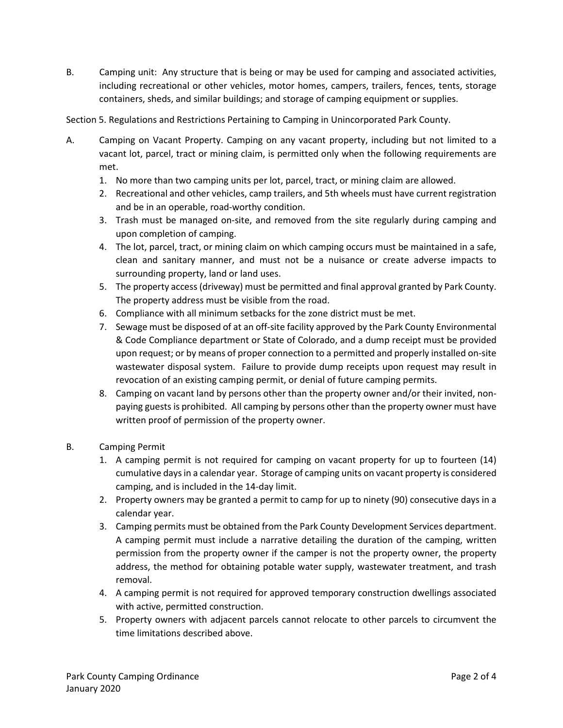B. Camping unit: Any structure that is being or may be used for camping and associated activities, including recreational or other vehicles, motor homes, campers, trailers, fences, tents, storage containers, sheds, and similar buildings; and storage of camping equipment or supplies.

Section 5. Regulations and Restrictions Pertaining to Camping in Unincorporated Park County.

A. Camping on Vacant Property. Camping on any vacant property, including but not limited to a vacant lot, parcel, tract or mining claim, is permitted only when the following requirements are met.

1. No more than two camping units per lot, parcel, tract, or mining claim are allowed.
2. Recreational and other vehicles, camp trailers, and 5th wheels must have current registration and be in an operable, road-worthy condition.
3. Trash must be managed on-site, and removed from the site regularly during camping and upon completion of camping.
4. The lot, parcel, tract, or mining claim on which camping occurs must be maintained in a safe, clean and sanitary manner, and must not be a nuisance or create adverse impacts to surrounding property, land or land uses.
5. The property access (driveway) must be permitted and final approval granted by Park County. The property address must be visible from the road.
6. Compliance with all minimum setbacks for the zone district must be met.
7. Sewage must be disposed of at an off-site facility approved by the Park County Environmental & Code Compliance department or State of Colorado, and a dump receipt must be provided upon request; or by means of proper connection to a permitted and properly installed on-site wastewater disposal system. Failure to provide dump receipts upon request may result in revocation of an existing camping permit, or denial of future camping permits.
8. Camping on vacant land by persons other than the property owner and/or their invited, non-paying guests is prohibited. All camping by persons other than the property owner must have written proof of permission of the property owner.

B. Camping Permit

1. A camping permit is not required for camping on vacant property for up to fourteen (14) cumulative days in a calendar year. Storage of camping units on vacant property is considered camping, and is included in the 14-day limit.
2. Property owners may be granted a permit to camp for up to ninety (90) consecutive days in a calendar year.
3. Camping permits must be obtained from the Park County Development Services department. A camping permit must include a narrative detailing the duration of the camping, written permission from the property owner if the camper is not the property owner, the property address, the method for obtaining potable water supply, wastewater treatment, and trash removal.
4. A camping permit is not required for approved temporary construction dwellings associated with active, permitted construction.
5. Property owners with adjacent parcels cannot relocate to other parcels to circumvent the time limitations described above.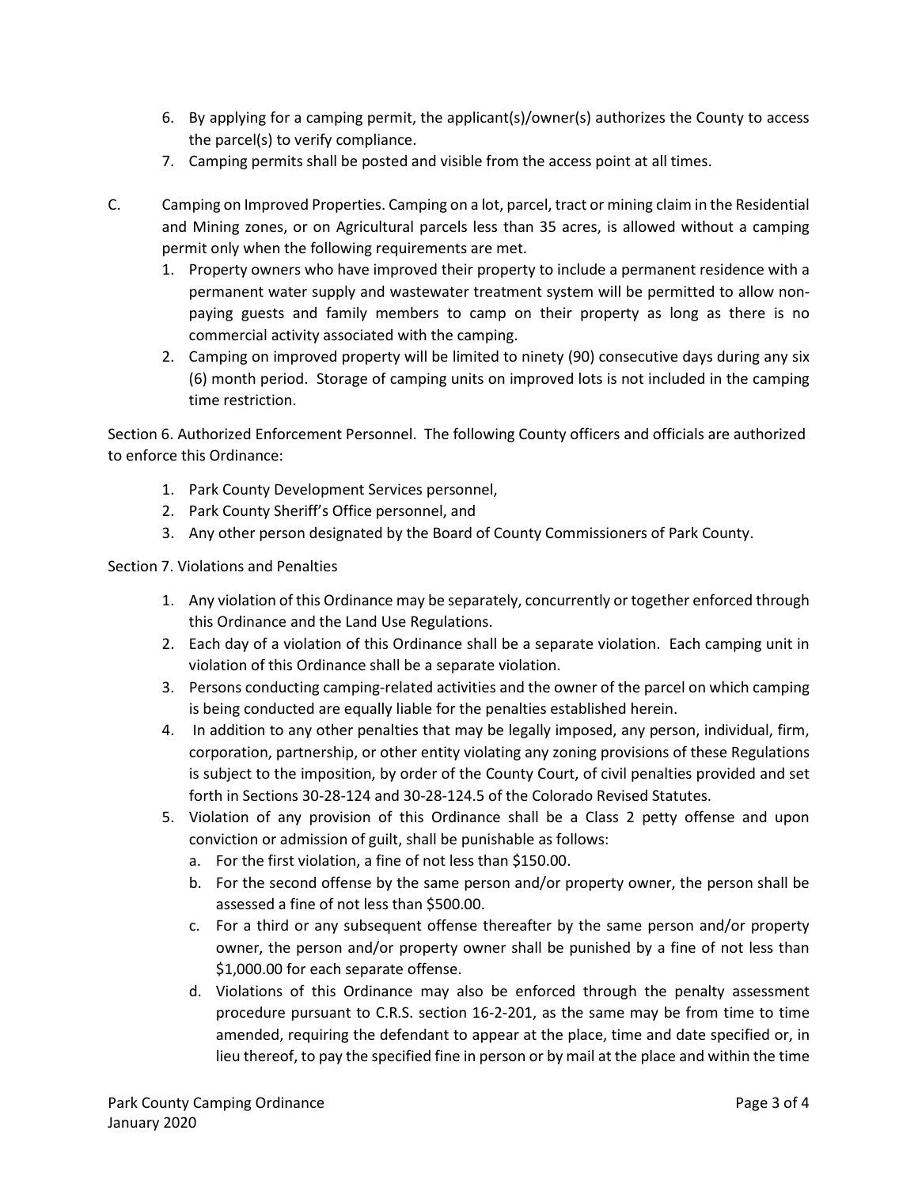6. By applying for a camping permit, the applicant(s)/owner(s) authorizes the County to access the parcel(s) to verify compliance.
7. Camping permits shall be posted and visible from the access point at all times.

C. Camping on Improved Properties. Camping on a lot, parcel, tract or mining claim in the Residential and Mining zones, or on Agricultural parcels less than 35 acres, is allowed without a camping permit only when the following requirements are met.

1. Property owners who have improved their property to include a permanent residence with a permanent water supply and wastewater treatment system will be permitted to allow non-paying guests and family members to camp on their property as long as there is no commercial activity associated with the camping.
2. Camping on improved property will be limited to ninety (90) consecutive days during any six (6) month period. Storage of camping units on improved lots is not included in the camping time restriction.

Section 6. Authorized Enforcement Personnel. The following County officers and officials are authorized to enforce this Ordinance:

1. Park County Development Services personnel,
2. Park County Sheriff's Office personnel, and
3. Any other person designated by the Board of County Commissioners of Park County.

Section 7. Violations and Penalties

1. Any violation of this Ordinance may be separately, concurrently or together enforced through this Ordinance and the Land Use Regulations.
2. Each day of a violation of this Ordinance shall be a separate violation. Each camping unit in violation of this Ordinance shall be a separate violation.
3. Persons conducting camping-related activities and the owner of the parcel on which camping is being conducted are equally liable for the penalties established herein.
4. In addition to any other penalties that may be legally imposed, any person, individual, firm, corporation, partnership, or other entity violating any zoning provisions of these Regulations is subject to the imposition, by order of the County Court, of civil penalties provided and set forth in Sections 30-28-124 and 30-28-124.5 of the Colorado Revised Statutes.
5. Violation of any provision of this Ordinance shall be a Class 2 petty offense and upon conviction or admission of guilt, shall be punishable as follows:
   a. For the first violation, a fine of not less than $150.00.
   b. For the second offense by the same person and/or property owner, the person shall be assessed a fine of not less than $500.00.
   c. For a third or any subsequent offense thereafter by the same person and/or property owner, the person and/or property owner shall be punished by a fine of not less than $1,000.00 for each separate offense.
   d. Violations of this Ordinance may also be enforced through the penalty assessment procedure pursuant to C.R.S. section 16-2-201, as the same may be from time to time amended, requiring the defendant to appear at the place, time and date specified or, in lieu thereof, to pay the specified fine in person or by mail at the place and within the time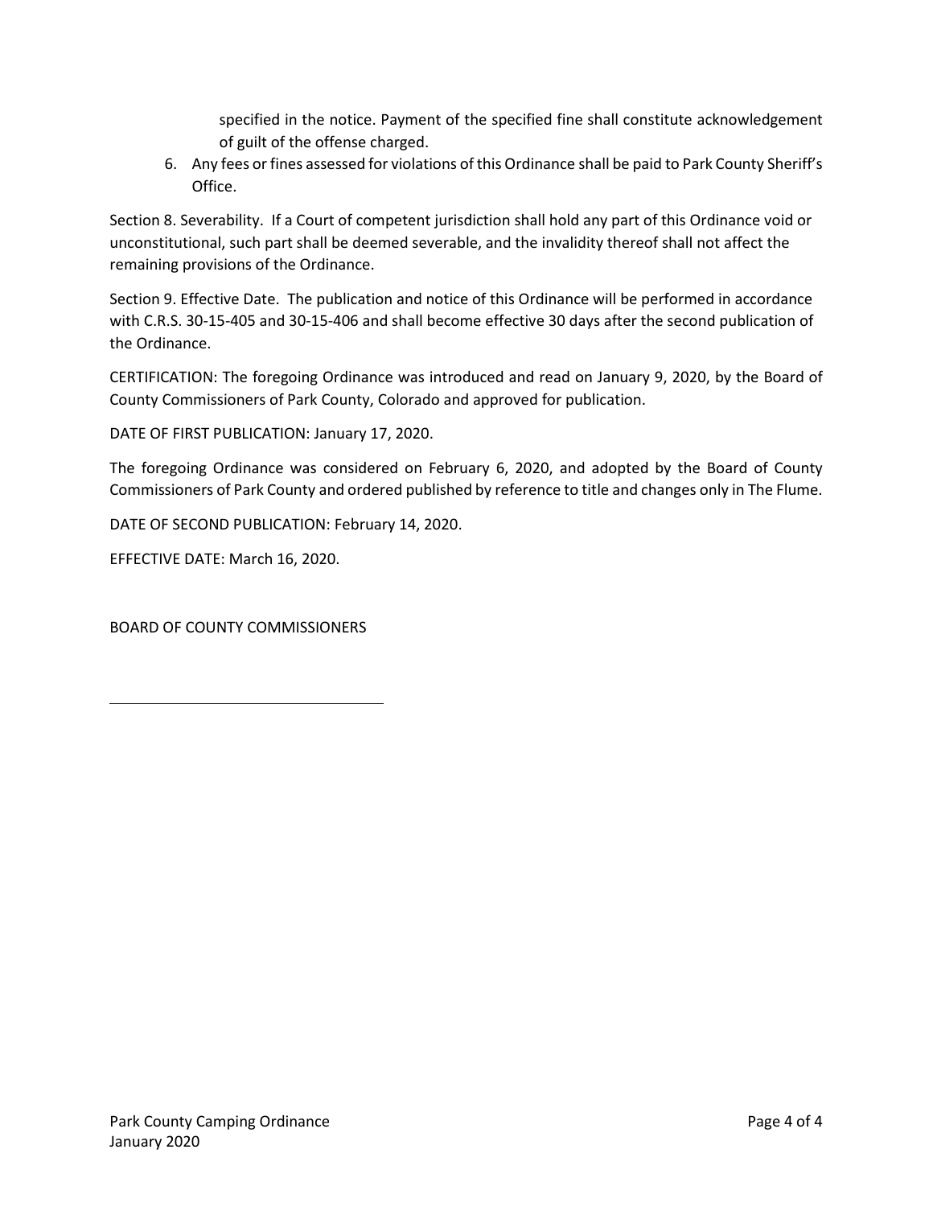specified in the notice. Payment of the specified fine shall constitute acknowledgement of guilt of the offense charged.

6. Any fees or fines assessed for violations of this Ordinance shall be paid to Park County Sheriff's Office.

Section 8. Severability. If a Court of competent jurisdiction shall hold any part of this Ordinance void or unconstitutional, such part shall be deemed severable, and the invalidity thereof shall not affect the remaining provisions of the Ordinance.

Section 9. Effective Date. The publication and notice of this Ordinance will be performed in accordance with C.R.S. 30-15-405 and 30-15-406 and shall become effective 30 days after the second publication of the Ordinance.

CERTIFICATION: The foregoing Ordinance was introduced and read on January 9, 2020, by the Board of County Commissioners of Park County, Colorado and approved for publication.

DATE OF FIRST PUBLICATION: January 17, 2020.

The foregoing Ordinance was considered on February 6, 2020, and adopted by the Board of County Commissioners of Park County and ordered published by reference to title and changes only in The Flume.

DATE OF SECOND PUBLICATION: February 14, 2020.

EFFECTIVE DATE: March 16, 2020.

BOARD OF COUNTY COMMISSIONERS

\_\_\_\_\_\_\_\_\_\_\_\_\_\_\_\_\_\_\_\_\_\_\_\_\_\_\_\_\_\_\_\_